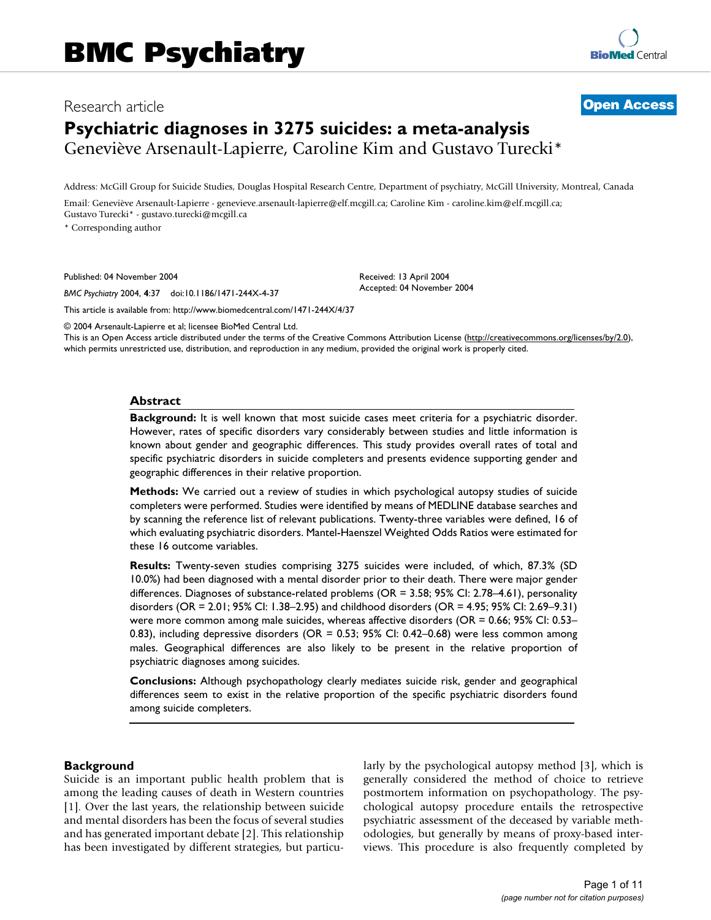# BMC Psychiatry

Research article

**Open Access**

# Psychiatric diagnoses in 3275 suicides: a meta-analysis

Geneviève Arsenault-Lapierre, Caroline Kim and Gustavo Turecki*

Address: McGill Group for Suicide Studies, Douglas Hospital Research Centre, Department of psychiatry, McGill University, Montreal, Canada

Email: Geneviève Arsenault-Lapierre - genevieve.arsenault-lapierre@elf.mcgill.ca; Caroline Kim - caroline.kim@elf.mcgill.ca; Gustavo Turecki* - gustavo.turecki@mcgill.ca

* Corresponding author

Published: 04 November 2004

*BMC Psychiatry* 2004, **4**:37 doi:10.1186/1471-244X-4-37

Received: 13 April 2004
Accepted: 04 November 2004

This article is available from: http://www.biomedcentral.com/1471-244X/4/37

© 2004 Arsenault-Lapierre et al; licensee BioMed Central Ltd.
This is an Open Access article distributed under the terms of the Creative Commons Attribution License (http://creativecommons.org/licenses/by/2.0), which permits unrestricted use, distribution, and reproduction in any medium, provided the original work is properly cited.

## Abstract

**Background:** It is well known that most suicide cases meet criteria for a psychiatric disorder. However, rates of specific disorders vary considerably between studies and little information is known about gender and geographic differences. This study provides overall rates of total and specific psychiatric disorders in suicide completers and presents evidence supporting gender and geographic differences in their relative proportion.

**Methods:** We carried out a review of studies in which psychological autopsy studies of suicide completers were performed. Studies were identified by means of MEDLINE database searches and by scanning the reference list of relevant publications. Twenty-three variables were defined, 16 of which evaluating psychiatric disorders. Mantel-Haenszel Weighted Odds Ratios were estimated for these 16 outcome variables.

**Results:** Twenty-seven studies comprising 3275 suicides were included, of which, 87.3% (SD 10.0%) had been diagnosed with a mental disorder prior to their death. There were major gender differences. Diagnoses of substance-related problems (OR = 3.58; 95% CI: 2.78–4.61), personality disorders (OR = 2.01; 95% CI: 1.38–2.95) and childhood disorders (OR = 4.95; 95% CI: 2.69–9.31) were more common among male suicides, whereas affective disorders (OR = 0.66; 95% CI: 0.53–0.83), including depressive disorders (OR = 0.53; 95% CI: 0.42–0.68) were less common among males. Geographical differences are also likely to be present in the relative proportion of psychiatric diagnoses among suicides.

**Conclusions:** Although psychopathology clearly mediates suicide risk, gender and geographical differences seem to exist in the relative proportion of the specific psychiatric disorders found among suicide completers.

## Background

Suicide is an important public health problem that is among the leading causes of death in Western countries [1]. Over the last years, the relationship between suicide and mental disorders has been the focus of several studies and has generated important debate [2]. This relationship has been investigated by different strategies, but particularly by the psychological autopsy method [3], which is generally considered the method of choice to retrieve postmortem information on psychopathology. The psychological autopsy procedure entails the retrospective psychiatric assessment of the deceased by variable methodologies, but generally by means of proxy-based interviews. This procedure is also frequently completed by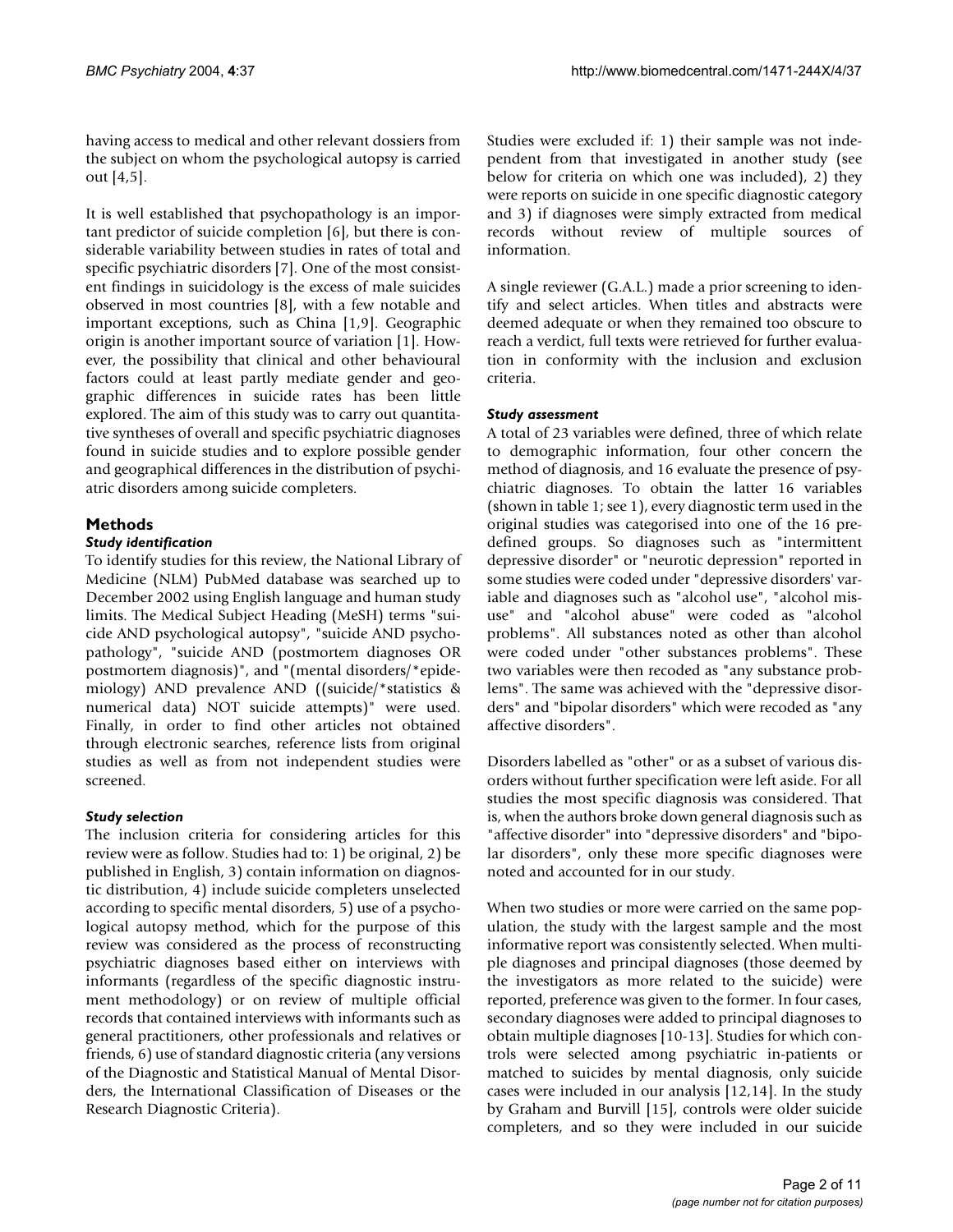having access to medical and other relevant dossiers from the subject on whom the psychological autopsy is carried out [4,5].

It is well established that psychopathology is an important predictor of suicide completion [6], but there is considerable variability between studies in rates of total and specific psychiatric disorders [7]. One of the most consistent findings in suicidology is the excess of male suicides observed in most countries [8], with a few notable and important exceptions, such as China [1,9]. Geographic origin is another important source of variation [1]. However, the possibility that clinical and other behavioural factors could at least partly mediate gender and geographic differences in suicide rates has been little explored. The aim of this study was to carry out quantitative syntheses of overall and specific psychiatric diagnoses found in suicide studies and to explore possible gender and geographical differences in the distribution of psychiatric disorders among suicide completers.

## Methods

### *Study identification*

To identify studies for this review, the National Library of Medicine (NLM) PubMed database was searched up to December 2002 using English language and human study limits. The Medical Subject Heading (MeSH) terms "suicide AND psychological autopsy", "suicide AND psychopathology", "suicide AND (postmortem diagnoses OR postmortem diagnosis)", and "(mental disorders/*epidemiology) AND prevalence AND ((suicide/*statistics & numerical data) NOT suicide attempts)" were used. Finally, in order to find other articles not obtained through electronic searches, reference lists from original studies as well as from not independent studies were screened.

### *Study selection*

The inclusion criteria for considering articles for this review were as follow. Studies had to: 1) be original, 2) be published in English, 3) contain information on diagnostic distribution, 4) include suicide completers unselected according to specific mental disorders, 5) use of a psychological autopsy method, which for the purpose of this review was considered as the process of reconstructing psychiatric diagnoses based either on interviews with informants (regardless of the specific diagnostic instrument methodology) or on review of multiple official records that contained interviews with informants such as general practitioners, other professionals and relatives or friends, 6) use of standard diagnostic criteria (any versions of the Diagnostic and Statistical Manual of Mental Disorders, the International Classification of Diseases or the Research Diagnostic Criteria).

Studies were excluded if: 1) their sample was not independent from that investigated in another study (see below for criteria on which one was included), 2) they were reports on suicide in one specific diagnostic category and 3) if diagnoses were simply extracted from medical records without review of multiple sources of information.

A single reviewer (G.A.L.) made a prior screening to identify and select articles. When titles and abstracts were deemed adequate or when they remained too obscure to reach a verdict, full texts were retrieved for further evaluation in conformity with the inclusion and exclusion criteria.

### *Study assessment*

A total of 23 variables were defined, three of which relate to demographic information, four other concern the method of diagnosis, and 16 evaluate the presence of psychiatric diagnoses. To obtain the latter 16 variables (shown in table 1; see 1), every diagnostic term used in the original studies was categorised into one of the 16 predefined groups. So diagnoses such as "intermittent depressive disorder" or "neurotic depression" reported in some studies were coded under "depressive disorders' variable and diagnoses such as "alcohol use", "alcohol misuse" and "alcohol abuse" were coded as "alcohol problems". All substances noted as other than alcohol were coded under "other substances problems". These two variables were then recoded as "any substance problems". The same was achieved with the "depressive disorders" and "bipolar disorders" which were recoded as "any affective disorders".

Disorders labelled as "other" or as a subset of various disorders without further specification were left aside. For all studies the most specific diagnosis was considered. That is, when the authors broke down general diagnosis such as "affective disorder" into "depressive disorders" and "bipolar disorders", only these more specific diagnoses were noted and accounted for in our study.

When two studies or more were carried on the same population, the study with the largest sample and the most informative report was consistently selected. When multiple diagnoses and principal diagnoses (those deemed by the investigators as more related to the suicide) were reported, preference was given to the former. In four cases, secondary diagnoses were added to principal diagnoses to obtain multiple diagnoses [10-13]. Studies for which controls were selected among psychiatric in-patients or matched to suicides by mental diagnosis, only suicide cases were included in our analysis [12,14]. In the study by Graham and Burvill [15], controls were older suicide completers, and so they were included in our suicide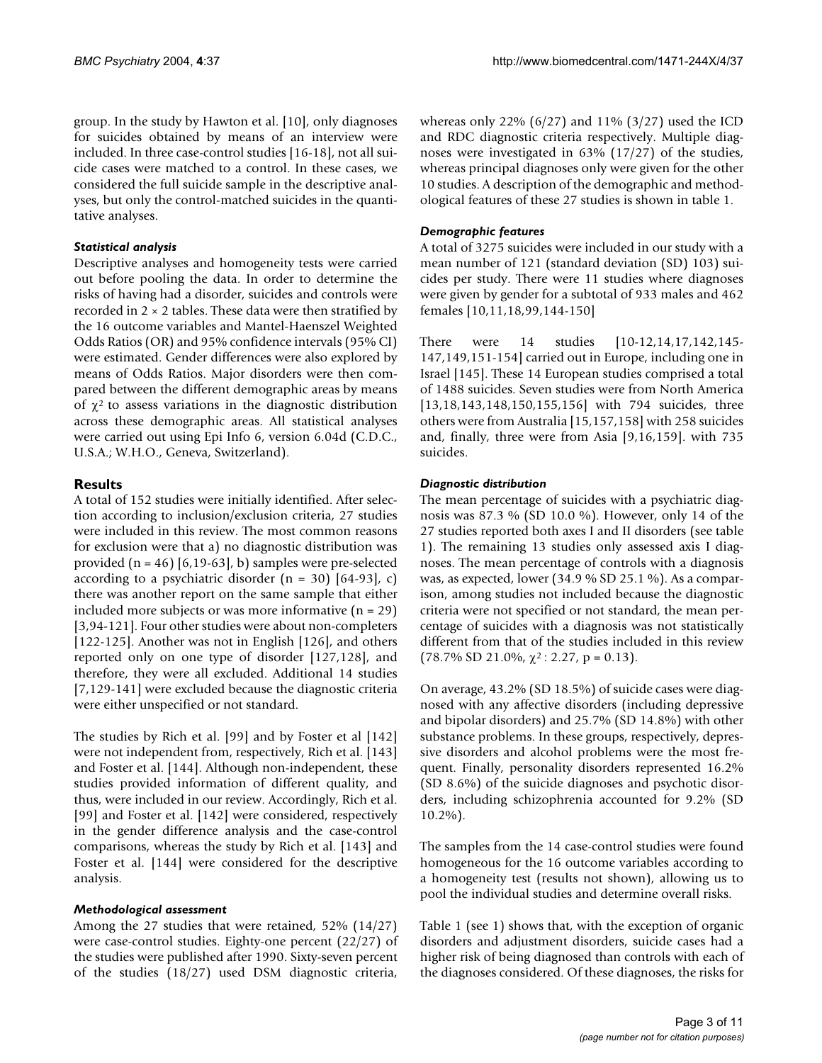group. In the study by Hawton et al. [10], only diagnoses for suicides obtained by means of an interview were included. In three case-control studies [16-18], not all suicide cases were matched to a control. In these cases, we considered the full suicide sample in the descriptive analyses, but only the control-matched suicides in the quantitative analyses.

### *Statistical analysis*

Descriptive analyses and homogeneity tests were carried out before pooling the data. In order to determine the risks of having had a disorder, suicides and controls were recorded in 2 × 2 tables. These data were then stratified by the 16 outcome variables and Mantel-Haenszel Weighted Odds Ratios (OR) and 95% confidence intervals (95% CI) were estimated. Gender differences were also explored by means of Odds Ratios. Major disorders were then compared between the different demographic areas by means of $\chi^2$ to assess variations in the diagnostic distribution across these demographic areas. All statistical analyses were carried out using Epi Info 6, version 6.04d (C.D.C., U.S.A.; W.H.O., Geneva, Switzerland).

## Results

A total of 152 studies were initially identified. After selection according to inclusion/exclusion criteria, 27 studies were included in this review. The most common reasons for exclusion were that a) no diagnostic distribution was provided (n = 46) [6,19-63], b) samples were pre-selected according to a psychiatric disorder (n = 30) [64-93], c) there was another report on the same sample that either included more subjects or was more informative (n = 29) [3,94-121]. Four other studies were about non-completers [122-125]. Another was not in English [126], and others reported only on one type of disorder [127,128], and therefore, they were all excluded. Additional 14 studies [7,129-141] were excluded because the diagnostic criteria were either unspecified or not standard.

The studies by Rich et al. [99] and by Foster et al [142] were not independent from, respectively, Rich et al. [143] and Foster et al. [144]. Although non-independent, these studies provided information of different quality, and thus, were included in our review. Accordingly, Rich et al. [99] and Foster et al. [142] were considered, respectively in the gender difference analysis and the case-control comparisons, whereas the study by Rich et al. [143] and Foster et al. [144] were considered for the descriptive analysis.

### *Methodological assessment*

Among the 27 studies that were retained, 52% (14/27) were case-control studies. Eighty-one percent (22/27) of the studies were published after 1990. Sixty-seven percent of the studies (18/27) used DSM diagnostic criteria, whereas only 22% (6/27) and 11% (3/27) used the ICD and RDC diagnostic criteria respectively. Multiple diagnoses were investigated in 63% (17/27) of the studies, whereas principal diagnoses only were given for the other 10 studies. A description of the demographic and methodological features of these 27 studies is shown in table 1.

### *Demographic features*

A total of 3275 suicides were included in our study with a mean number of 121 (standard deviation (SD) 103) suicides per study. There were 11 studies where diagnoses were given by gender for a subtotal of 933 males and 462 females [10,11,18,99,144-150]

There were 14 studies [10-12,14,17,142,145-147,149,151-154] carried out in Europe, including one in Israel [145]. These 14 European studies comprised a total of 1488 suicides. Seven studies were from North America [13,18,143,148,150,155,156] with 794 suicides, three others were from Australia [15,157,158] with 258 suicides and, finally, three were from Asia [9,16,159]. with 735 suicides.

### *Diagnostic distribution*

The mean percentage of suicides with a psychiatric diagnosis was 87.3 % (SD 10.0 %). However, only 14 of the 27 studies reported both axes I and II disorders (see table 1). The remaining 13 studies only assessed axis I diagnoses. The mean percentage of controls with a diagnosis was, as expected, lower (34.9 % SD 25.1 %). As a comparison, among studies not included because the diagnostic criteria were not specified or not standard, the mean percentage of suicides with a diagnosis was not statistically different from that of the studies included in this review (78.7% SD 21.0%, $\chi^2$ : 2.27, p = 0.13).

On average, 43.2% (SD 18.5%) of suicide cases were diagnosed with any affective disorders (including depressive and bipolar disorders) and 25.7% (SD 14.8%) with other substance problems. In these groups, respectively, depressive disorders and alcohol problems were the most frequent. Finally, personality disorders represented 16.2% (SD 8.6%) of the suicide diagnoses and psychotic disorders, including schizophrenia accounted for 9.2% (SD 10.2%).

The samples from the 14 case-control studies were found homogeneous for the 16 outcome variables according to a homogeneity test (results not shown), allowing us to pool the individual studies and determine overall risks.

Table 1 (see 1) shows that, with the exception of organic disorders and adjustment disorders, suicide cases had a higher risk of being diagnosed than controls with each of the diagnoses considered. Of these diagnoses, the risks for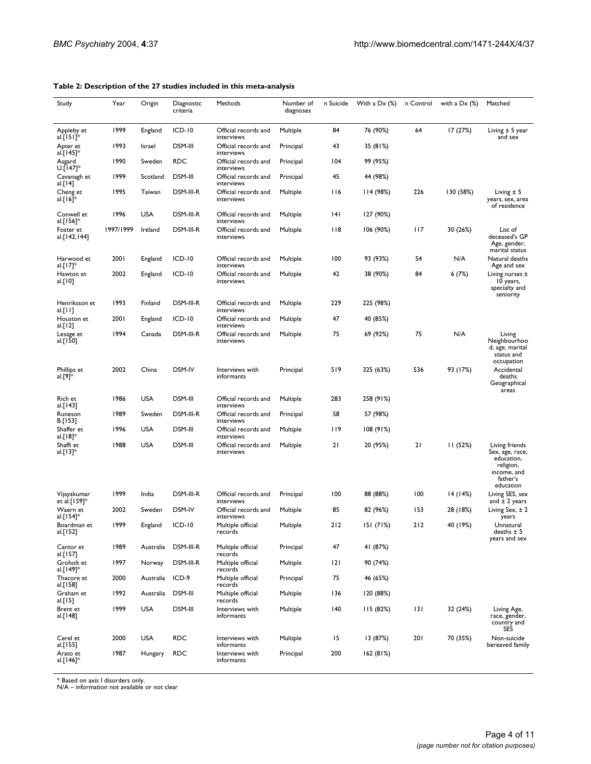**Table 2: Description of the 27 studies included in this meta-analysis**

| Study | Year | Origin | Diagnostic criteria | Methods | Number of diagnoses | n Suicide | With a Dx (%) | n Control | with a Dx (%) | Matched |
| --- | --- | --- | --- | --- | --- | --- | --- | --- | --- | --- |
| Appleby et al.[151]* | 1999 | England | ICD-10 | Official records and interviews | Multiple | 84 | 76 (90%) | 64 | 17 (27%) | Living ± 5 year and sex |
| Apter et al.[145]* | 1993 | Israel | DSM-III | Official records and interviews | Principal | 43 | 35 (81%) | | | |
| Asgard U.[147]* | 1990 | Sweden | RDC | Official records and interviews | Principal | 104 | 99 (95%) | | | |
| Cavanagh et al.[14] | 1999 | Scotland | DSM-III | Official records and interviews | Principal | 45 | 44 (98%) | | | |
| Cheng et al.[16]* | 1995 | Taiwan | DSM-III-R | Official records and interviews | Multiple | 116 | 114 (98%) | 226 | 130 (58%) | Living ± 5 years, sex, area of residence |
| Conwell et al.[156]* | 1996 | USA | DSM-III-R | Official records and interviews | Multiple | 141 | 127 (90%) | | | |
| Foster et al.[142,144] | 1997/1999 | Ireland | DSM-III-R | Official records and interviews | Multiple | 118 | 106 (90%) | 117 | 30 (26%) | List of deceased's GP Age, gender, marital status |
| Harwood et al.[17]* | 2001 | England | ICD-10 | Official records and interviews | Multiple | 100 | 93 (93%) | 54 | N/A | Natural deaths Age and sex |
| Hawton et al.[10] | 2002 | England | ICD-10 | Official records and interviews | Multiple | 42 | 38 (90%) | 84 | 6 (7%) | Living nurses ± 10 years, specialty and seniority |
| Henriksson et al.[11] | 1993 | Finland | DSM-III-R | Official records and interviews | Multiple | 229 | 225 (98%) | | | |
| Houston et al.[12] | 2001 | England | ICD-10 | Official records and interviews | Multiple | 47 | 40 (85%) | | | |
| Lesage et al.[150] | 1994 | Canada | DSM-III-R | Official records and interviews | Multiple | 75 | 69 (92%) | 75 | N/A | Living Neighbourhood, age, marital status and occupation |
| Phillips et al.[9]* | 2002 | China | DSM-IV | Interviews with informants | Principal | 519 | 325 (63%) | 536 | 93 (17%) | Accidental deaths Geographical areas |
| Rich et al.[143] | 1986 | USA | DSM-III | Official records and interviews | Multiple | 283 | 258 (91%) | | | |
| Runeson B.[153] | 1989 | Sweden | DSM-III-R | Official records and interviews | Principal | 58 | 57 (98%) | | | |
| Shaffer et al.[18]* | 1996 | USA | DSM-III | Official records and interviews | Multiple | 119 | 108 (91%) | | | |
| Shaffi et al.[13]* | 1988 | USA | DSM-III | Official records and interviews | Multiple | 21 | 20 (95%) | 21 | 11 (52%) | Living friends Sex, age, race, education, religion, income, and father's education |
| Vijayakumar et al.[159]* | 1999 | India | DSM-III-R | Official records and interviews | Principal | 100 | 88 (88%) | 100 | 14 (14%) | Living SES, sex and ± 2 years |
| Waern et al.[154]* | 2002 | Sweden | DSM-IV | Official records and interviews | Multiple | 85 | 82 (96%) | 153 | 28 (18%) | Living Sex, ± 2 years |
| Boardman et al.[152] | 1999 | England | ICD-10 | Multiple official records | Multiple | 212 | 151 (71%) | 212 | 40 (19%) | Unnatural deaths ± 5 years and sex |
| Cantor et al.[157] | 1989 | Australia | DSM-III-R | Multiple official records | Principal | 47 | 41 (87%) | | | |
| Groholt et al.[149]* | 1997 | Norway | DSM-III-R | Multiple official records | Multiple | 121 | 90 (74%) | | | |
| Thacore et al.[158] | 2000 | Australia | ICD-9 | Multiple official records | Principal | 75 | 46 (65%) | | | |
| Graham et al.[15] | 1992 | Australia | DSM-III | Multiple official records | Multiple | 136 | 120 (88%) | | | |
| Brent et al.[148] | 1999 | USA | DSM-III | Interviews with informants | Multiple | 140 | 115 (82%) | 131 | 32 (24%) | Living Age, race, gender, country and SES |
| Cerel et al.[155] | 2000 | USA | RDC | Interviews with informants | Multiple | 15 | 13 (87%) | 201 | 70 (35%) | Non-suicide bereaved family |
| Arato et al.[146]* | 1987 | Hungary | RDC | Interviews with informants | Principal | 200 | 162 (81%) | | | |

* Based on axis I disorders only.
N/A – information not available or not clear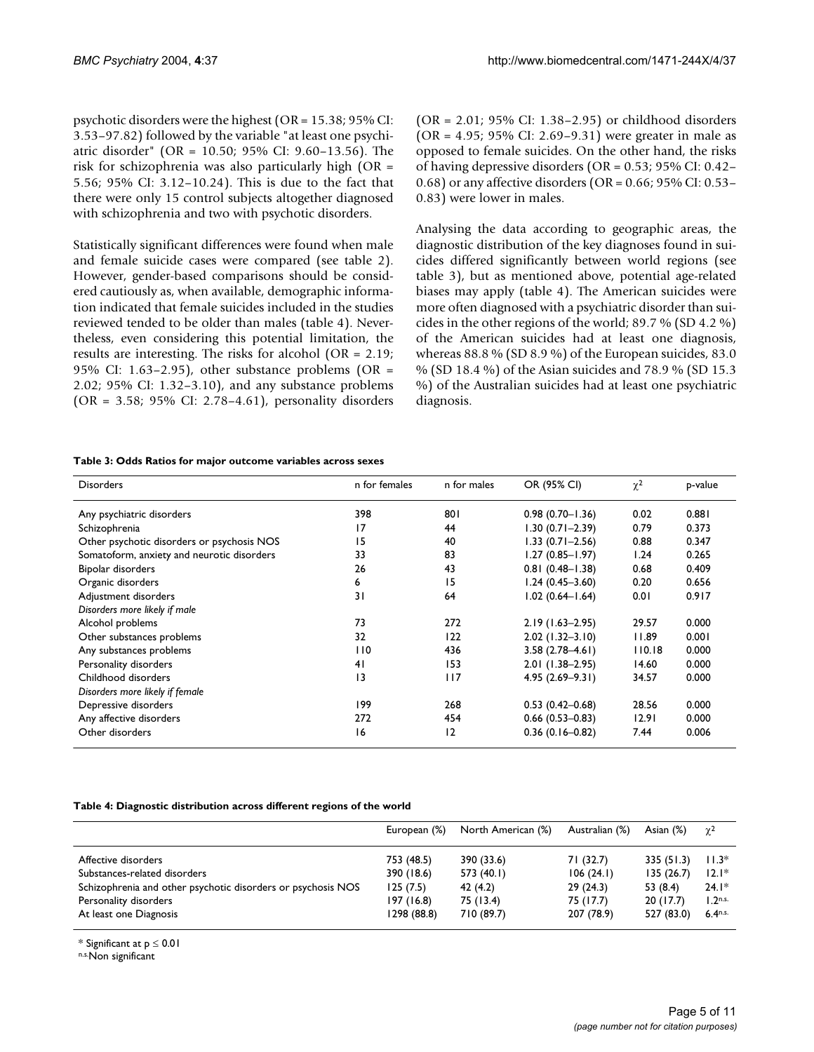psychotic disorders were the highest (OR = 15.38; 95% CI: 3.53–97.82) followed by the variable "at least one psychiatric disorder" (OR = 10.50; 95% CI: 9.60–13.56). The risk for schizophrenia was also particularly high (OR = 5.56; 95% CI: 3.12–10.24). This is due to the fact that there were only 15 control subjects altogether diagnosed with schizophrenia and two with psychotic disorders.

Statistically significant differences were found when male and female suicide cases were compared (see table 2). However, gender-based comparisons should be considered cautiously as, when available, demographic information indicated that female suicides included in the studies reviewed tended to be older than males (table 4). Nevertheless, even considering this potential limitation, the results are interesting. The risks for alcohol (OR = 2.19; 95% CI: 1.63–2.95), other substance problems (OR = 2.02; 95% CI: 1.32–3.10), and any substance problems (OR = 3.58; 95% CI: 2.78–4.61), personality disorders (OR = 2.01; 95% CI: 1.38–2.95) or childhood disorders (OR = 4.95; 95% CI: 2.69–9.31) were greater in male as opposed to female suicides. On the other hand, the risks of having depressive disorders (OR = 0.53; 95% CI: 0.42–0.68) or any affective disorders (OR = 0.66; 95% CI: 0.53–0.83) were lower in males.

Analysing the data according to geographic areas, the diagnostic distribution of the key diagnoses found in suicides differed significantly between world regions (see table 3), but as mentioned above, potential age-related biases may apply (table 4). The American suicides were more often diagnosed with a psychiatric disorder than suicides in the other regions of the world; 89.7 % (SD 4.2 %) of the American suicides had at least one diagnosis, whereas 88.8 % (SD 8.9 %) of the European suicides, 83.0 % (SD 18.4 %) of the Asian suicides and 78.9 % (SD 15.3 %) of the Australian suicides had at least one psychiatric diagnosis.

**Table 3: Odds Ratios for major outcome variables across sexes**

| Disorders | n for females | n for males | OR (95% CI) | $\chi^2$ | p-value |
|---|---|---|---|---|---|
| Any psychiatric disorders | 398 | 801 | 0.98 (0.70–1.36) | 0.02 | 0.881 |
| Schizophrenia | 17 | 44 | 1.30 (0.71–2.39) | 0.79 | 0.373 |
| Other psychotic disorders or psychosis NOS | 15 | 40 | 1.33 (0.71–2.56) | 0.88 | 0.347 |
| Somatoform, anxiety and neurotic disorders | 33 | 83 | 1.27 (0.85–1.97) | 1.24 | 0.265 |
| Bipolar disorders | 26 | 43 | 0.81 (0.48–1.38) | 0.68 | 0.409 |
| Organic disorders | 6 | 15 | 1.24 (0.45–3.60) | 0.20 | 0.656 |
| Adjustment disorders | 31 | 64 | 1.02 (0.64–1.64) | 0.01 | 0.917 |
| *Disorders more likely if male* | | | | | |
| Alcohol problems | 73 | 272 | 2.19 (1.63–2.95) | 29.57 | 0.000 |
| Other substances problems | 32 | 122 | 2.02 (1.32–3.10) | 11.89 | 0.001 |
| Any substances problems | 110 | 436 | 3.58 (2.78–4.61) | 110.18 | 0.000 |
| Personality disorders | 41 | 153 | 2.01 (1.38–2.95) | 14.60 | 0.000 |
| Childhood disorders | 13 | 117 | 4.95 (2.69–9.31) | 34.57 | 0.000 |
| *Disorders more likely if female* | | | | | |
| Depressive disorders | 199 | 268 | 0.53 (0.42–0.68) | 28.56 | 0.000 |
| Any affective disorders | 272 | 454 | 0.66 (0.53–0.83) | 12.91 | 0.000 |
| Other disorders | 16 | 12 | 0.36 (0.16–0.82) | 7.44 | 0.006 |

**Table 4: Diagnostic distribution across different regions of the world**

| | European (%) | North American (%) | Australian (%) | Asian (%) | $\chi^2$ |
|---|---|---|---|---|---|
| Affective disorders | 753 (48.5) | 390 (33.6) | 71 (32.7) | 335 (51.3) | 11.3* |
| Substances-related disorders | 390 (18.6) | 573 (40.1) | 106 (24.1) | 135 (26.7) | 12.1* |
| Schizophrenia and other psychotic disorders or psychosis NOS | 125 (7.5) | 42 (4.2) | 29 (24.3) | 53 (8.4) | 24.1* |
| Personality disorders | 197 (16.8) | 75 (13.4) | 75 (17.7) | 20 (17.7) | 1.2[n.s.] |
| At least one Diagnosis | 1298 (88.8) | 710 (89.7) | 207 (78.9) | 527 (83.0) | 6.4[n.s.] |

* Significant at $p \leq 0.01$

[n.s.]Non significant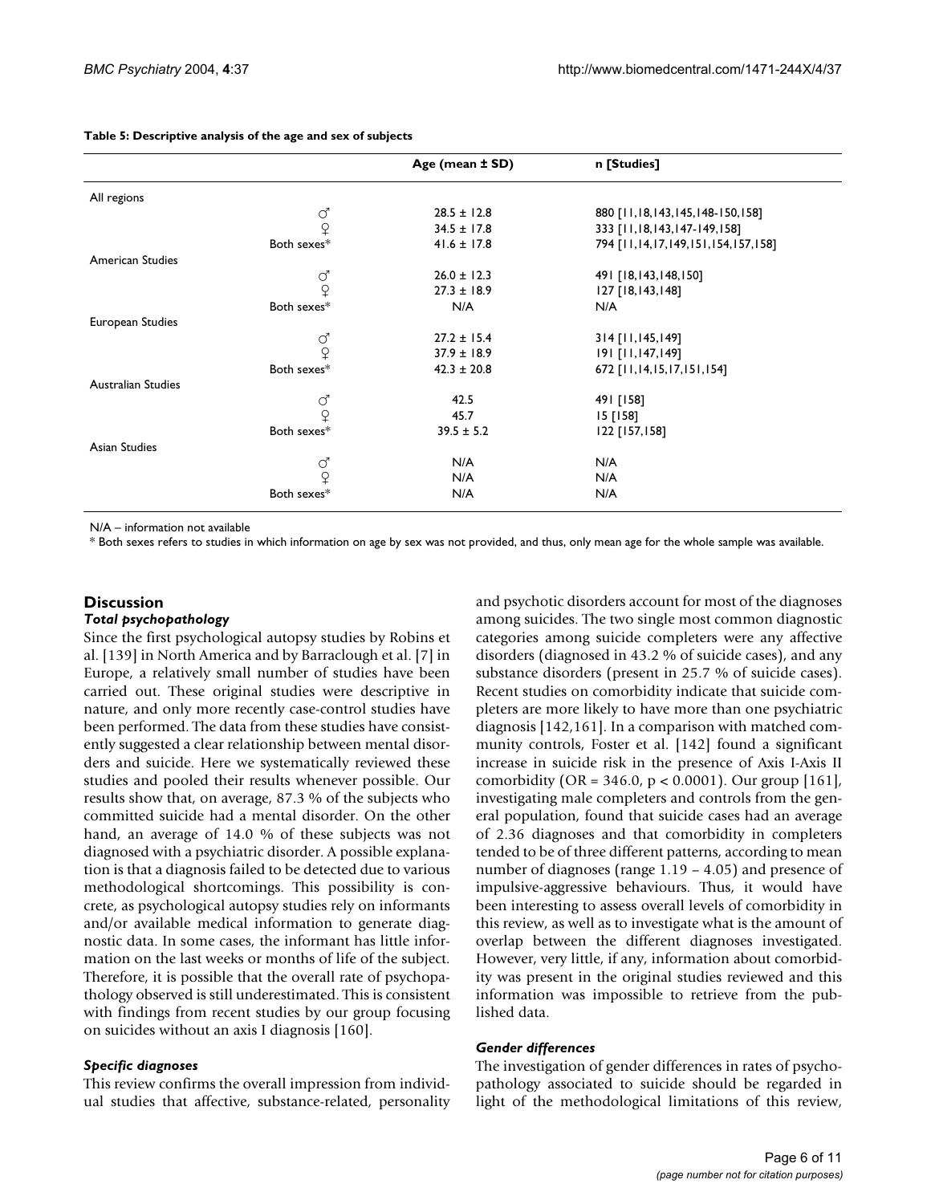**Table 5: Descriptive analysis of the age and sex of subjects**

| | | Age (mean ± SD) | n [Studies] |
|---|---|---|---|
| All regions | | | |
| | ♂ | 28.5 ± 12.8 | 880 [11,18,143,145,148-150,158] |
| | ♀ | 34.5 ± 17.8 | 333 [11,18,143,147-149,158] |
| | Both sexes* | 41.6 ± 17.8 | 794 [11,14,17,149,151,154,157,158] |
| American Studies | | | |
| | ♂ | 26.0 ± 12.3 | 491 [18,143,148,150] |
| | ♀ | 27.3 ± 18.9 | 127 [18,143,148] |
| | Both sexes* | N/A | N/A |
| European Studies | | | |
| | ♂ | 27.2 ± 15.4 | 314 [11,145,149] |
| | ♀ | 37.9 ± 18.9 | 191 [11,147,149] |
| | Both sexes* | 42.3 ± 20.8 | 672 [11,14,15,17,151,154] |
| Australian Studies | | | |
| | ♂ | 42.5 | 491 [158] |
| | ♀ | 45.7 | 15 [158] |
| | Both sexes* | 39.5 ± 5.2 | 122 [157,158] |
| Asian Studies | | | |
| | ♂ | N/A | N/A |
| | ♀ | N/A | N/A |
| | Both sexes* | N/A | N/A |

N/A – information not available

* Both sexes refers to studies in which information on age by sex was not provided, and thus, only mean age for the whole sample was available.

## Discussion

### *Total psychopathology*

Since the first psychological autopsy studies by Robins et al. [139] in North America and by Barraclough et al. [7] in Europe, a relatively small number of studies have been carried out. These original studies were descriptive in nature, and only more recently case-control studies have been performed. The data from these studies have consistently suggested a clear relationship between mental disorders and suicide. Here we systematically reviewed these studies and pooled their results whenever possible. Our results show that, on average, 87.3 % of the subjects who committed suicide had a mental disorder. On the other hand, an average of 14.0 % of these subjects was not diagnosed with a psychiatric disorder. A possible explanation is that a diagnosis failed to be detected due to various methodological shortcomings. This possibility is concrete, as psychological autopsy studies rely on informants and/or available medical information to generate diagnostic data. In some cases, the informant has little information on the last weeks or months of life of the subject. Therefore, it is possible that the overall rate of psychopathology observed is still underestimated. This is consistent with findings from recent studies by our group focusing on suicides without an axis I diagnosis [160].

### *Specific diagnoses*

This review confirms the overall impression from individual studies that affective, substance-related, personality and psychotic disorders account for most of the diagnoses among suicides. The two single most common diagnostic categories among suicide completers were any affective disorders (diagnosed in 43.2 % of suicide cases), and any substance disorders (present in 25.7 % of suicide cases). Recent studies on comorbidity indicate that suicide completers are more likely to have more than one psychiatric diagnosis [142,161]. In a comparison with matched community controls, Foster et al. [142] found a significant increase in suicide risk in the presence of Axis I-Axis II comorbidity (OR = 346.0, $p < 0.0001$). Our group [161], investigating male completers and controls from the general population, found that suicide cases had an average of 2.36 diagnoses and that comorbidity in completers tended to be of three different patterns, according to mean number of diagnoses (range 1.19 – 4.05) and presence of impulsive-aggressive behaviours. Thus, it would have been interesting to assess overall levels of comorbidity in this review, as well as to investigate what is the amount of overlap between the different diagnoses investigated. However, very little, if any, information about comorbidity was present in the original studies reviewed and this information was impossible to retrieve from the published data.

### *Gender differences*

The investigation of gender differences in rates of psychopathology associated to suicide should be regarded in light of the methodological limitations of this review,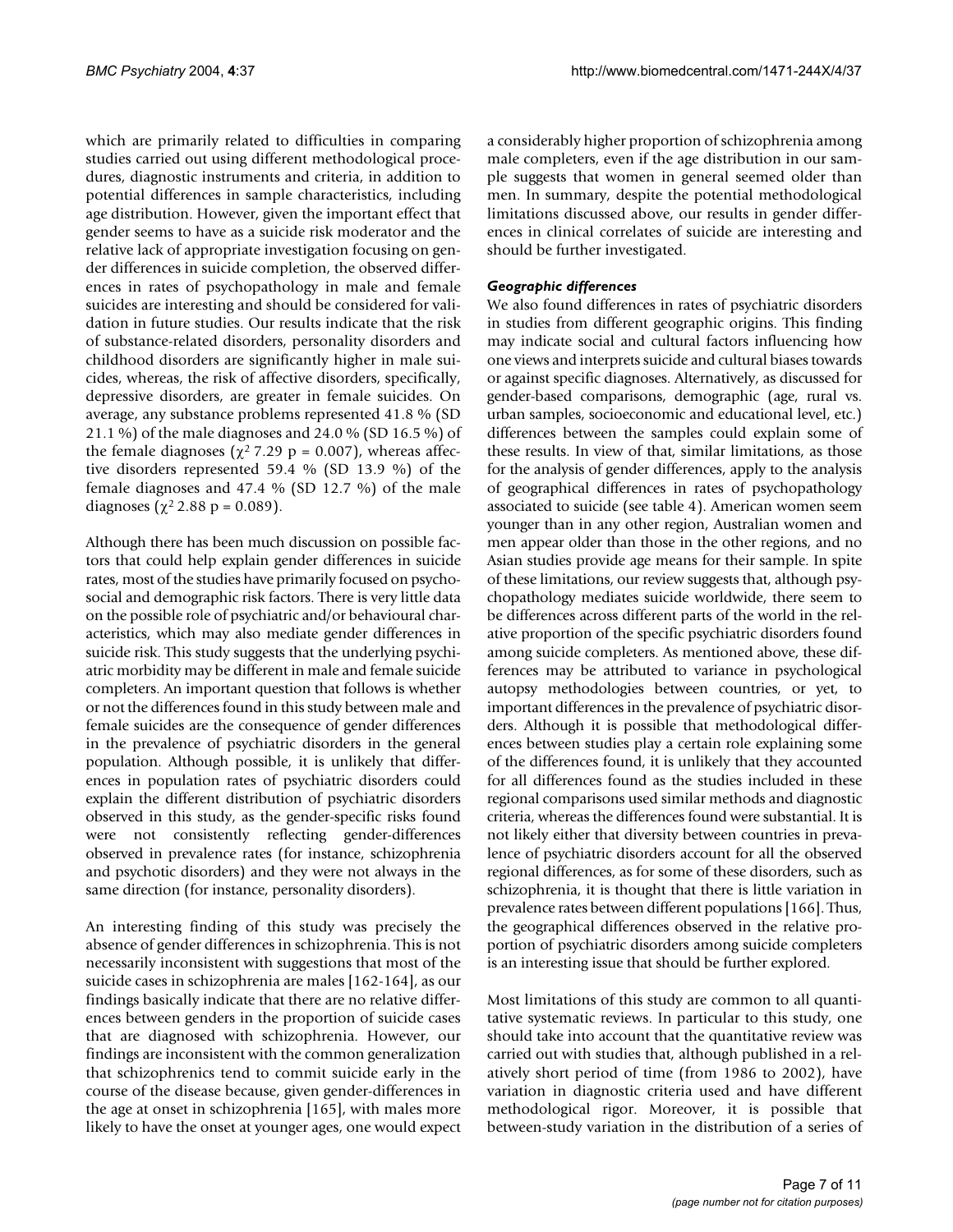which are primarily related to difficulties in comparing studies carried out using different methodological procedures, diagnostic instruments and criteria, in addition to potential differences in sample characteristics, including age distribution. However, given the important effect that gender seems to have as a suicide risk moderator and the relative lack of appropriate investigation focusing on gender differences in suicide completion, the observed differences in rates of psychopathology in male and female suicides are interesting and should be considered for validation in future studies. Our results indicate that the risk of substance-related disorders, personality disorders and childhood disorders are significantly higher in male suicides, whereas, the risk of affective disorders, specifically, depressive disorders, are greater in female suicides. On average, any substance problems represented 41.8 % (SD 21.1 %) of the male diagnoses and 24.0 % (SD 16.5 %) of the female diagnoses ($\chi^2$ 7.29 p = 0.007), whereas affective disorders represented 59.4 % (SD 13.9 %) of the female diagnoses and 47.4 % (SD 12.7 %) of the male diagnoses ($\chi^2$ 2.88 p = 0.089).

Although there has been much discussion on possible factors that could help explain gender differences in suicide rates, most of the studies have primarily focused on psychosocial and demographic risk factors. There is very little data on the possible role of psychiatric and/or behavioural characteristics, which may also mediate gender differences in suicide risk. This study suggests that the underlying psychiatric morbidity may be different in male and female suicide completers. An important question that follows is whether or not the differences found in this study between male and female suicides are the consequence of gender differences in the prevalence of psychiatric disorders in the general population. Although possible, it is unlikely that differences in population rates of psychiatric disorders could explain the different distribution of psychiatric disorders observed in this study, as the gender-specific risks found were not consistently reflecting gender-differences observed in prevalence rates (for instance, schizophrenia and psychotic disorders) and they were not always in the same direction (for instance, personality disorders).

An interesting finding of this study was precisely the absence of gender differences in schizophrenia. This is not necessarily inconsistent with suggestions that most of the suicide cases in schizophrenia are males [162-164], as our findings basically indicate that there are no relative differences between genders in the proportion of suicide cases that are diagnosed with schizophrenia. However, our findings are inconsistent with the common generalization that schizophrenics tend to commit suicide early in the course of the disease because, given gender-differences in the age at onset in schizophrenia [165], with males more likely to have the onset at younger ages, one would expect a considerably higher proportion of schizophrenia among male completers, even if the age distribution in our sample suggests that women in general seemed older than men. In summary, despite the potential methodological limitations discussed above, our results in gender differences in clinical correlates of suicide are interesting and should be further investigated.

### *Geographic differences*

We also found differences in rates of psychiatric disorders in studies from different geographic origins. This finding may indicate social and cultural factors influencing how one views and interprets suicide and cultural biases towards or against specific diagnoses. Alternatively, as discussed for gender-based comparisons, demographic (age, rural vs. urban samples, socioeconomic and educational level, etc.) differences between the samples could explain some of these results. In view of that, similar limitations, as those for the analysis of gender differences, apply to the analysis of geographical differences in rates of psychopathology associated to suicide (see table 4). American women seem younger than in any other region, Australian women and men appear older than those in the other regions, and no Asian studies provide age means for their sample. In spite of these limitations, our review suggests that, although psychopathology mediates suicide worldwide, there seem to be differences across different parts of the world in the relative proportion of the specific psychiatric disorders found among suicide completers. As mentioned above, these differences may be attributed to variance in psychological autopsy methodologies between countries, or yet, to important differences in the prevalence of psychiatric disorders. Although it is possible that methodological differences between studies play a certain role explaining some of the differences found, it is unlikely that they accounted for all differences found as the studies included in these regional comparisons used similar methods and diagnostic criteria, whereas the differences found were substantial. It is not likely either that diversity between countries in prevalence of psychiatric disorders account for all the observed regional differences, as for some of these disorders, such as schizophrenia, it is thought that there is little variation in prevalence rates between different populations [166]. Thus, the geographical differences observed in the relative proportion of psychiatric disorders among suicide completers is an interesting issue that should be further explored.

Most limitations of this study are common to all quantitative systematic reviews. In particular to this study, one should take into account that the quantitative review was carried out with studies that, although published in a relatively short period of time (from 1986 to 2002), have variation in diagnostic criteria used and have different methodological rigor. Moreover, it is possible that between-study variation in the distribution of a series of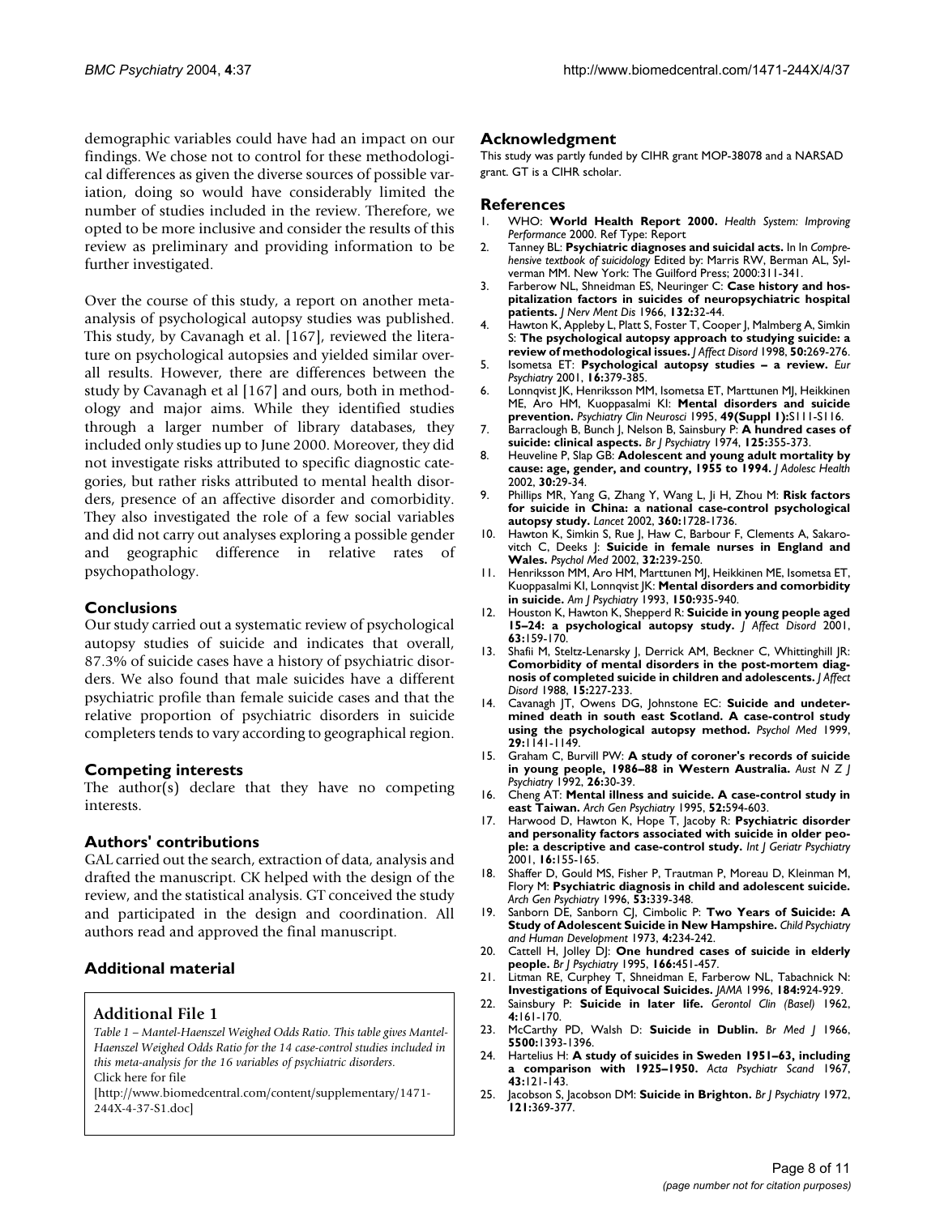demographic variables could have had an impact on our findings. We chose not to control for these methodological differences as given the diverse sources of possible variation, doing so would have considerably limited the number of studies included in the review. Therefore, we opted to be more inclusive and consider the results of this review as preliminary and providing information to be further investigated.

Over the course of this study, a report on another meta-analysis of psychological autopsy studies was published. This study, by Cavanagh et al. [167], reviewed the literature on psychological autopsies and yielded similar overall results. However, there are differences between the study by Cavanagh et al [167] and ours, both in methodology and major aims. While they identified studies through a larger number of library databases, they included only studies up to June 2000. Moreover, they did not investigate risks attributed to specific diagnostic categories, but rather risks attributed to mental health disorders, presence of an affective disorder and comorbidity. They also investigated the role of a few social variables and did not carry out analyses exploring a possible gender and geographic difference in relative rates of psychopathology.

## Conclusions

Our study carried out a systematic review of psychological autopsy studies of suicide and indicates that overall, 87.3% of suicide cases have a history of psychiatric disorders. We also found that male suicides have a different psychiatric profile than female suicide cases and that the relative proportion of psychiatric disorders in suicide completers tends to vary according to geographical region.

## Competing interests

The author(s) declare that they have no competing interests.

## Authors' contributions

GAL carried out the search, extraction of data, analysis and drafted the manuscript. CK helped with the design of the review, and the statistical analysis. GT conceived the study and participated in the design and coordination. All authors read and approved the final manuscript.

## Additional material

### Additional File 1

*Table 1 – Mantel-Haenszel Weighed Odds Ratio. This table gives Mantel-Haenszel Weighed Odds Ratio for the 14 case-control studies included in this meta-analysis for the 16 variables of psychiatric disorders.*
Click here for file
[http://www.biomedcentral.com/content/supplementary/1471-244X-4-37-S1.doc]

## Acknowledgment

This study was partly funded by CIHR grant MOP-38078 and a NARSAD grant. GT is a CIHR scholar.

## References

1. WHO: **World Health Report 2000.** *Health System: Improving Performance* 2000. Ref Type: Report
2. Tanney BL: **Psychiatric diagnoses and suicidal acts.** In In *Comprehensive textbook of suicidology* Edited by: Marris RW, Berman AL, Sylverman MM. New York: The Guilford Press; 2000:311-341.
3. Farberow NL, Shneidman ES, Neuringer C: **Case history and hospitalization factors in suicides of neuropsychiatric hospital patients.** *J Nerv Ment Dis* 1966, **132:**32-44.
4. Hawton K, Appleby L, Platt S, Foster T, Cooper J, Malmberg A, Simkin S: **The psychological autopsy approach to studying suicide: a review of methodological issues.** *J Affect Disord* 1998, **50:**269-276.
5. Isometsa ET: **Psychological autopsy studies – a review.** *Eur Psychiatry* 2001, **16:**379-385.
6. Lonnqvist JK, Henriksson MM, Isometsa ET, Marttunen MJ, Heikkinen ME, Aro HM, Kuoppasalmi KI: **Mental disorders and suicide prevention.** *Psychiatry Clin Neurosci* 1995, **49(Suppl 1):**S111-S116.
7. Barraclough B, Bunch J, Nelson B, Sainsbury P: **A hundred cases of suicide: clinical aspects.** *Br J Psychiatry* 1974, **125:**355-373.
8. Heuveline P, Slap GB: **Adolescent and young adult mortality by cause: age, gender, and country, 1955 to 1994.** *J Adolesc Health* 2002, **30:**29-34.
9. Phillips MR, Yang G, Zhang Y, Wang L, Ji H, Zhou M: **Risk factors for suicide in China: a national case-control psychological autopsy study.** *Lancet* 2002, **360:**1728-1736.
10. Hawton K, Simkin S, Rue J, Haw C, Barbour F, Clements A, Sakarovitch C, Deeks J: **Suicide in female nurses in England and Wales.** *Psychol Med* 2002, **32:**239-250.
11. Henriksson MM, Aro HM, Marttunen MJ, Heikkinen ME, Isometsa ET, Kuoppasalmi KI, Lonnqvist JK: **Mental disorders and comorbidity in suicide.** *Am J Psychiatry* 1993, **150:**935-940.
12. Houston K, Hawton K, Shepperd R: **Suicide in young people aged 15–24: a psychological autopsy study.** *J Affect Disord* 2001, **63:**159-170.
13. Shafii M, Steltz-Lenarsky J, Derrick AM, Beckner C, Whittinghill JR: **Comorbidity of mental disorders in the post-mortem diagnosis of completed suicide in children and adolescents.** *J Affect Disord* 1988, **15:**227-233.
14. Cavanagh JT, Owens DG, Johnstone EC: **Suicide and undetermined death in south east Scotland. A case-control study using the psychological autopsy method.** *Psychol Med* 1999, **29:**1141-1149.
15. Graham C, Burvill PW: **A study of coroner's records of suicide in young people, 1986–88 in Western Australia.** *Aust N Z J Psychiatry* 1992, **26:**30-39.
16. Cheng AT: **Mental illness and suicide. A case-control study in east Taiwan.** *Arch Gen Psychiatry* 1995, **52:**594-603.
17. Harwood D, Hawton K, Hope T, Jacoby R: **Psychiatric disorder and personality factors associated with suicide in older people: a descriptive and case-control study.** *Int J Geriatr Psychiatry* 2001, **16:**155-165.
18. Shaffer D, Gould MS, Fisher P, Trautman P, Moreau D, Kleinman M, Flory M: **Psychiatric diagnosis in child and adolescent suicide.** *Arch Gen Psychiatry* 1996, **53:**339-348.
19. Sanborn DE, Sanborn CJ, Cimbolic P: **Two Years of Suicide: A Study of Adolescent Suicide in New Hampshire.** *Child Psychiatry and Human Development* 1973, **4:**234-242.
20. Cattell H, Jolley DJ: **One hundred cases of suicide in elderly people.** *Br J Psychiatry* 1995, **166:**451-457.
21. Litman RE, Curphey T, Shneidman E, Farberow NL, Tabachnick N: **Investigations of Equivocal Suicides.** *JAMA* 1996, **184:**924-929.
22. Sainsbury P: **Suicide in later life.** *Gerontol Clin (Basel)* 1962, **4:**161-170.
23. McCarthy PD, Walsh D: **Suicide in Dublin.** *Br Med J* 1966, **5500:**1393-1396.
24. Hartelius H: **A study of suicides in Sweden 1951–63, including a comparison with 1925–1950.** *Acta Psychiatr Scand* 1967, **43:**121-143.
25. Jacobson S, Jacobson DM: **Suicide in Brighton.** *Br J Psychiatry* 1972, **121:**369-377.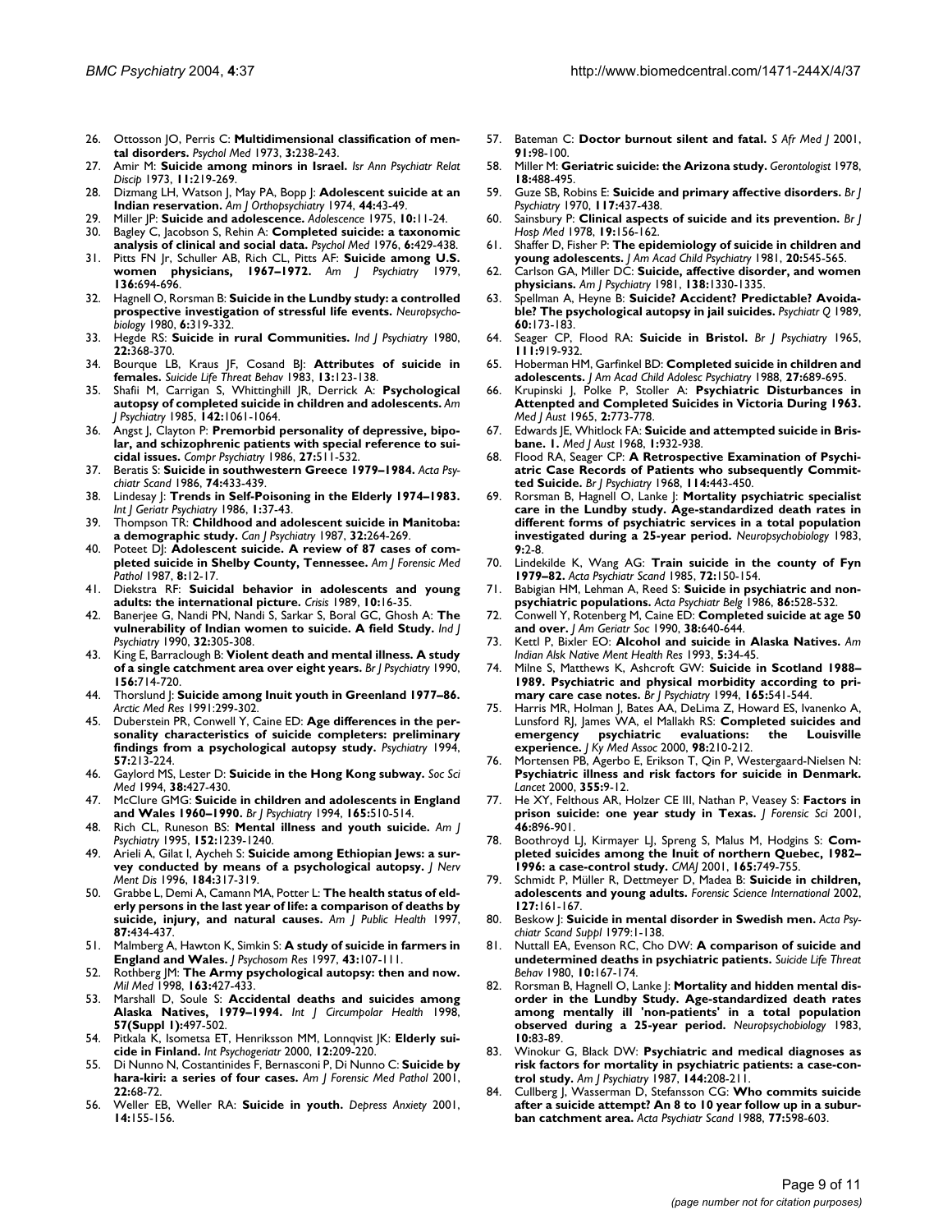26. Ottosson JO, Perris C: **Multidimensional classification of mental disorders.** *Psychol Med* 1973, **3:**238-243.
27. Amir M: **Suicide among minors in Israel.** *Isr Ann Psychiatr Relat Discip* 1973, **11:**219-269.
28. Dizmang LH, Watson J, May PA, Bopp J: **Adolescent suicide at an Indian reservation.** *Am J Orthopsychiatry* 1974, **44:**43-49.
29. Miller JP: **Suicide and adolescence.** *Adolescence* 1975, **10:**11-24.
30. Bagley C, Jacobson S, Rehin A: **Completed suicide: a taxonomic analysis of clinical and social data.** *Psychol Med* 1976, **6:**429-438.
31. Pitts FN Jr, Schuller AB, Rich CL, Pitts AF: **Suicide among U.S. women physicians, 1967–1972.** *Am J Psychiatry* 1979, **136:**694-696.
32. Hagnell O, Rorsman B: **Suicide in the Lundby study: a controlled prospective investigation of stressful life events.** *Neuropsychobiology* 1980, **6:**319-332.
33. Hegde RS: **Suicide in rural Communities.** *Ind J Psychiatry* 1980, **22:**368-370.
34. Bourque LB, Kraus JF, Cosand BJ: **Attributes of suicide in females.** *Suicide Life Threat Behav* 1983, **13:**123-138.
35. Shafii M, Carrigan S, Whittinghill JR, Derrick A: **Psychological autopsy of completed suicide in children and adolescents.** *Am J Psychiatry* 1985, **142:**1061-1064.
36. Angst J, Clayton P: **Premorbid personality of depressive, bipolar, and schizophrenic patients with special reference to suicidal issues.** *Compr Psychiatry* 1986, **27:**511-532.
37. Beratis S: **Suicide in southwestern Greece 1979–1984.** *Acta Psychiatr Scand* 1986, **74:**433-439.
38. Lindesay J: **Trends in Self-Poisoning in the Elderly 1974–1983.** *Int J Geriatr Psychiatry* 1986, **1:**37-43.
39. Thompson TR: **Childhood and adolescent suicide in Manitoba: a demographic study.** *Can J Psychiatry* 1987, **32:**264-269.
40. Poteet DJ: **Adolescent suicide. A review of 87 cases of completed suicide in Shelby County, Tennessee.** *Am J Forensic Med Pathol* 1987, **8:**12-17.
41. Diekstra RF: **Suicidal behavior in adolescents and young adults: the international picture.** *Crisis* 1989, **10:**16-35.
42. Banerjee G, Nandi PN, Nandi S, Sarkar S, Boral GC, Ghosh A: **The vulnerability of Indian women to suicide. A field Study.** *Ind J Psychiatry* 1990, **32:**305-308.
43. King E, Barraclough B: **Violent death and mental illness. A study of a single catchment area over eight years.** *Br J Psychiatry* 1990, **156:**714-720.
44. Thorslund J: **Suicide among Inuit youth in Greenland 1977–86.** *Arctic Med Res* 1991:299-302.
45. Duberstein PR, Conwell Y, Caine ED: **Age differences in the personality characteristics of suicide completers: preliminary findings from a psychological autopsy study.** *Psychiatry* 1994, **57:**213-224.
46. Gaylord MS, Lester D: **Suicide in the Hong Kong subway.** *Soc Sci Med* 1994, **38:**427-430.
47. McClure GMG: **Suicide in children and adolescents in England and Wales 1960–1990.** *Br J Psychiatry* 1994, **165:**510-514.
48. Rich CL, Runeson BS: **Mental illness and youth suicide.** *Am J Psychiatry* 1995, **152:**1239-1240.
49. Arieli A, Gilat I, Aycheh S: **Suicide among Ethiopian Jews: a survey conducted by means of a psychological autopsy.** *J Nerv Ment Dis* 1996, **184:**317-319.
50. Grabbe L, Demi A, Camann MA, Potter L: **The health status of elderly persons in the last year of life: a comparison of deaths by suicide, injury, and natural causes.** *Am J Public Health* 1997, **87:**434-437.
51. Malmberg A, Hawton K, Simkin S: **A study of suicide in farmers in England and Wales.** *J Psychosom Res* 1997, **43:**107-111.
52. Rothberg JM: **The Army psychological autopsy: then and now.** *Mil Med* 1998, **163:**427-433.
53. Marshall D, Soule S: **Accidental deaths and suicides among Alaska Natives, 1979–1994.** *Int J Circumpolar Health* 1998, **57(Suppl 1):**497-502.
54. Pitkala K, Isometsa ET, Henriksson MM, Lonnqvist JK: **Elderly suicide in Finland.** *Int Psychogeriatr* 2000, **12:**209-220.
55. Di Nunno N, Costantinides F, Bernasconi P, Di Nunno C: **Suicide by hara-kiri: a series of four cases.** *Am J Forensic Med Pathol* 2001, **22:**68-72.
56. Weller EB, Weller RA: **Suicide in youth.** *Depress Anxiety* 2001, **14:**155-156.
57. Bateman C: **Doctor burnout silent and fatal.** *S Afr Med J* 2001, **91:**98-100.
58. Miller M: **Geriatric suicide: the Arizona study.** *Gerontologist* 1978, **18:**488-495.
59. Guze SB, Robins E: **Suicide and primary affective disorders.** *Br J Psychiatry* 1970, **117:**437-438.
60. Sainsbury P: **Clinical aspects of suicide and its prevention.** *Br J Hosp Med* 1978, **19:**156-162.
61. Shaffer D, Fisher P: **The epidemiology of suicide in children and young adolescents.** *J Am Acad Child Psychiatry* 1981, **20:**545-565.
62. Carlson GA, Miller DC: **Suicide, affective disorder, and women physicians.** *Am J Psychiatry* 1981, **138:**1330-1335.
63. Spellman A, Heyne B: **Suicide? Accident? Predictable? Avoidable? The psychological autopsy in jail suicides.** *Psychiatr Q* 1989, **60:**173-183.
64. Seager CP, Flood RA: **Suicide in Bristol.** *Br J Psychiatry* 1965, **111:**919-932.
65. Hoberman HM, Garfinkel BD: **Completed suicide in children and adolescents.** *J Am Acad Child Adolesc Psychiatry* 1988, **27:**689-695.
66. Krupinski J, Polke P, Stoller A: **Psychiatric Disturbances in Attempted and Completed Suicides in Victoria During 1963.** *Med J Aust* 1965, **2:**773-778.
67. Edwards JE, Whitlock FA: **Suicide and attempted suicide in Brisbane. 1.** *Med J Aust* 1968, **1:**932-938.
68. Flood RA, Seager CP: **A Retrospective Examination of Psychiatric Case Records of Patients who subsequently Committed Suicide.** *Br J Psychiatry* 1968, **114:**443-450.
69. Rorsman B, Hagnell O, Lanke J: **Mortality psychiatric specialist care in the Lundby study. Age-standardized death rates in different forms of psychiatric services in a total population investigated during a 25-year period.** *Neuropsychobiology* 1983, **9:**2-8.
70. Lindekilde K, Wang AG: **Train suicide in the county of Fyn 1979–82.** *Acta Psychiatr Scand* 1985, **72:**150-154.
71. Babigian HM, Lehman A, Reed S: **Suicide in psychiatric and non-psychiatric populations.** *Acta Psychiatr Belg* 1986, **86:**528-532.
72. Conwell Y, Rotenberg M, Caine ED: **Completed suicide at age 50 and over.** *J Am Geriatr Soc* 1990, **38:**640-644.
73. Kettl P, Bixler EO: **Alcohol and suicide in Alaska Natives.** *Am Indian Alsk Native Ment Health Res* 1993, **5:**34-45.
74. Milne S, Matthews K, Ashcroft GW: **Suicide in Scotland 1988–1989. Psychiatric and physical morbidity according to primary care case notes.** *Br J Psychiatry* 1994, **165:**541-544.
75. Harris MR, Holman J, Bates AA, DeLima Z, Howard ES, Ivanenko A, Lunsford RJ, James WA, el Mallakh RS: **Completed suicides and emergency psychiatric evaluations: the Louisville experience.** *J Ky Med Assoc* 2000, **98:**210-212.
76. Mortensen PB, Agerbo E, Erikson T, Qin P, Westergaard-Nielsen N: **Psychiatric illness and risk factors for suicide in Denmark.** *Lancet* 2000, **355:**9-12.
77. He XY, Felthous AR, Holzer CE III, Nathan P, Veasey S: **Factors in prison suicide: one year study in Texas.** *J Forensic Sci* 2001, **46:**896-901.
78. Boothroyd LJ, Kirmayer LJ, Spreng S, Malus M, Hodgins S: **Completed suicides among the Inuit of northern Quebec, 1982–1996: a case-control study.** *CMAJ* 2001, **165:**749-755.
79. Schmidt P, Müller R, Dettmeyer D, Madea B: **Suicide in children, adolescents and young adults.** *Forensic Science International* 2002, **127:**161-167.
80. Beskow J: **Suicide in mental disorder in Swedish men.** *Acta Psychiatr Scand Suppl* 1979:1-138.
81. Nuttall EA, Evenson RC, Cho DW: **A comparison of suicide and undetermined deaths in psychiatric patients.** *Suicide Life Threat Behav* 1980, **10:**167-174.
82. Rorsman B, Hagnell O, Lanke J: **Mortality and hidden mental disorder in the Lundby Study. Age-standardized death rates among mentally ill 'non-patients' in a total population observed during a 25-year period.** *Neuropsychobiology* 1983, **10:**83-89.
83. Winokur G, Black DW: **Psychiatric and medical diagnoses as risk factors for mortality in psychiatric patients: a case-control study.** *Am J Psychiatry* 1987, **144:**208-211.
84. Cullberg J, Wasserman D, Stefansson CG: **Who commits suicide after a suicide attempt? An 8 to 10 year follow up in a suburban catchment area.** *Acta Psychiatr Scand* 1988, **77:**598-603.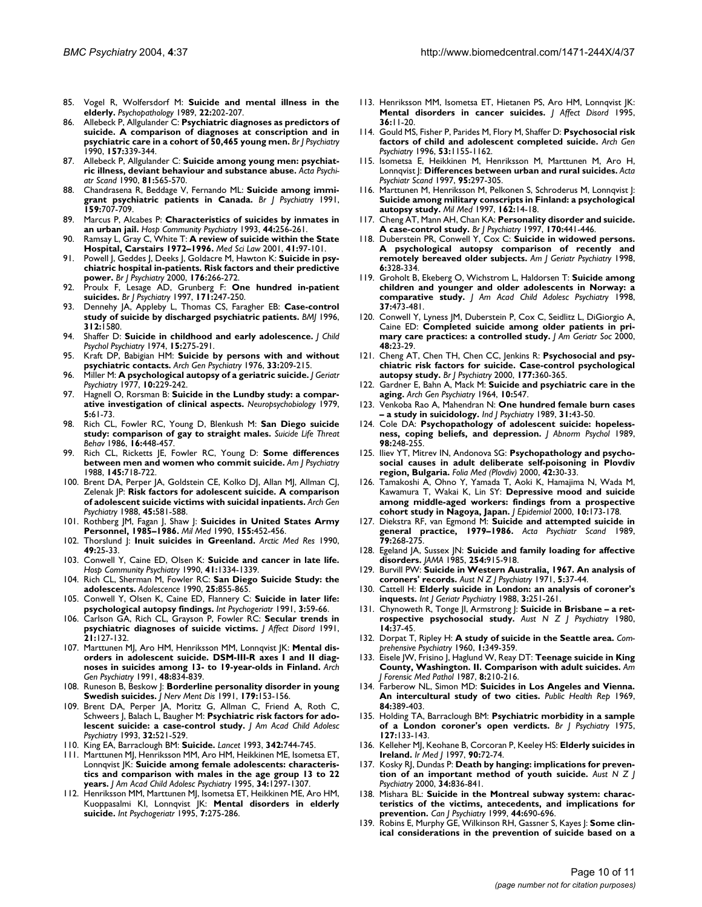85. Vogel R, Wolfersdorf M: **Suicide and mental illness in the elderly.** *Psychopathology* 1989, **22:**202-207.
86. Allebeck P, Allgulander C: **Psychiatric diagnoses as predictors of suicide. A comparison of diagnoses at conscription and in psychiatric care in a cohort of 50,465 young men.** *Br J Psychiatry* 1990, **157:**339-344.
87. Allebeck P, Allgulander C: **Suicide among young men: psychiatric illness, deviant behaviour and substance abuse.** *Acta Psychiatr Scand* 1990, **81:**565-570.
88. Chandrasena R, Beddage V, Fernando ML: **Suicide among immigrant psychiatric patients in Canada.** *Br J Psychiatry* 1991, **159:**707-709.
89. Marcus P, Alcabes P: **Characteristics of suicides by inmates in an urban jail.** *Hosp Community Psychiatry* 1993, **44:**256-261.
90. Ramsay L, Gray C, White T: **A review of suicide within the State Hospital, Carstairs 1972–1996.** *Med Sci Law* 2001, **41:**97-101.
91. Powell J, Geddes J, Deeks J, Goldacre M, Hawton K: **Suicide in psychiatric hospital in-patients. Risk factors and their predictive power.** *Br J Psychiatry* 2000, **176:**266-272.
92. Proulx F, Lesage AD, Grunberg F: **One hundred in-patient suicides.** *Br J Psychiatry* 1997, **171:**247-250.
93. Dennehy JA, Appleby L, Thomas CS, Faragher EB: **Case-control study of suicide by discharged psychiatric patients.** *BMJ* 1996, **312:**1580.
94. Shaffer D: **Suicide in childhood and early adolescence.** *J Child Psychol Psychiatry* 1974, **15:**275-291.
95. Kraft DP, Babigian HM: **Suicide by persons with and without psychiatric contacts.** *Arch Gen Psychiatry* 1976, **33:**209-215.
96. Miller M: **A psychological autopsy of a geriatric suicide.** *J Geriatr Psychiatry* 1977, **10:**229-242.
97. Hagnell O, Rorsman B: **Suicide in the Lundby study: a comparative investigation of clinical aspects.** *Neuropsychobiology* 1979, **5:**61-73.
98. Rich CL, Fowler RC, Young D, Blenkush M: **San Diego suicide study: comparison of gay to straight males.** *Suicide Life Threat Behav* 1986, **16:**448-457.
99. Rich CL, Ricketts JE, Fowler RC, Young D: **Some differences between men and women who commit suicide.** *Am J Psychiatry* 1988, **145:**718-722.
100. Brent DA, Perper JA, Goldstein CE, Kolko DJ, Allan MJ, Allman CJ, Zelenak JP: **Risk factors for adolescent suicide. A comparison of adolescent suicide victims with suicidal inpatients.** *Arch Gen Psychiatry* 1988, **45:**581-588.
101. Rothberg JM, Fagan J, Shaw J: **Suicides in United States Army Personnel, 1985–1986.** *Mil Med* 1990, **155:**452-456.
102. Thorslund J: **Inuit suicides in Greenland.** *Arctic Med Res* 1990, **49:**25-33.
103. Conwell Y, Caine ED, Olsen K: **Suicide and cancer in late life.** *Hosp Community Psychiatry* 1990, **41:**1334-1339.
104. Rich CL, Sherman M, Fowler RC: **San Diego Suicide Study: the adolescents.** *Adolescence* 1990, **25:**855-865.
105. Conwell Y, Olsen K, Caine ED, Flannery C: **Suicide in later life: psychological autopsy findings.** *Int Psychogeriatr* 1991, **3:**59-66.
106. Carlson GA, Rich CL, Grayson P, Fowler RC: **Secular trends in psychiatric diagnoses of suicide victims.** *J Affect Disord* 1991, **21:**127-132.
107. Marttunen MJ, Aro HM, Henriksson MM, Lonnqvist JK: **Mental disorders in adolescent suicide. DSM-III-R axes I and II diagnoses in suicides among 13- to 19-year-olds in Finland.** *Arch Gen Psychiatry* 1991, **48:**834-839.
108. Runeson B, Beskow J: **Borderline personality disorder in young Swedish suicides.** *J Nerv Ment Dis* 1991, **179:**153-156.
109. Brent DA, Perper JA, Moritz G, Allman C, Friend A, Roth C, Schweers J, Balach L, Baugher M: **Psychiatric risk factors for adolescent suicide: a case-control study.** *J Am Acad Child Adolesc Psychiatry* 1993, **32:**521-529.
110. King EA, Barraclough BM: **Suicide.** *Lancet* 1993, **342:**744-745.
111. Marttunen MJ, Henriksson MM, Aro HM, Heikkinen ME, Isometsa ET, Lonnqvist JK: **Suicide among female adolescents: characteristics and comparison with males in the age group 13 to 22 years.** *J Am Acad Child Adolesc Psychiatry* 1995, **34:**1297-1307.
112. Henriksson MM, Marttunen MJ, Isometsa ET, Heikkinen ME, Aro HM, Kuoppasalmi KI, Lonnqvist JK: **Mental disorders in elderly suicide.** *Int Psychogeriatr* 1995, **7:**275-286.
113. Henriksson MM, Isometsa ET, Hietanen PS, Aro HM, Lonnqvist JK: **Mental disorders in cancer suicides.** *J Affect Disord* 1995, **36:**11-20.
114. Gould MS, Fisher P, Parides M, Flory M, Shaffer D: **Psychosocial risk factors of child and adolescent completed suicide.** *Arch Gen Psychiatry* 1996, **53:**1155-1162.
115. Isometsa E, Heikkinen M, Henriksson M, Marttunen M, Aro H, Lonnqvist J: **Differences between urban and rural suicides.** *Acta Psychiatr Scand* 1997, **95:**297-305.
116. Marttunen M, Henriksson M, Pelkonen S, Schroderus M, Lonnqvist J: **Suicide among military conscripts in Finland: a psychological autopsy study.** *Mil Med* 1997, **162:**14-18.
117. Cheng AT, Mann AH, Chan KA: **Personality disorder and suicide. A case-control study.** *Br J Psychiatry* 1997, **170:**441-446.
118. Duberstein PR, Conwell Y, Cox C: **Suicide in widowed persons. A psychological autopsy comparison of recently and remotely bereaved older subjects.** *Am J Geriatr Psychiatry* 1998, **6:**328-334.
119. Groholt B, Ekeberg O, Wichstrom L, Haldorsen T: **Suicide among children and younger and older adolescents in Norway: a comparative study.** *J Am Acad Child Adolesc Psychiatry* 1998, **37:**473-481.
120. Conwell Y, Lyness JM, Duberstein P, Cox C, Seidlitz L, DiGiorgio A, Caine ED: **Completed suicide among older patients in primary care practices: a controlled study.** *J Am Geriatr Soc* 2000, **48:**23-29.
121. Cheng AT, Chen TH, Chen CC, Jenkins R: **Psychosocial and psychiatric risk factors for suicide. Case-control psychological autopsy study.** *Br J Psychiatry* 2000, **177:**360-365.
122. Gardner E, Bahn A, Mack M: **Suicide and psychiatric care in the aging.** *Arch Gen Psychiatry* 1964, **10:**547.
123. Venkoba Rao A, Mahendran N: **One hundred female burn cases – a study in suicidology.** *Ind J Psychiatry* 1989, **31:**43-50.
124. Cole DA: **Psychopathology of adolescent suicide: hopelessness, coping beliefs, and depression.** *J Abnorm Psychol* 1989, **98:**248-255.
125. Iliev YT, Mitrev IN, Andonova SG: **Psychopathology and psychosocial causes in adult deliberate self-poisoning in Plovdiv region, Bulgaria.** *Folia Med (Plovdiv)* 2000, **42:**30-33.
126. Tamakoshi A, Ohno Y, Yamada T, Aoki K, Hamajima N, Wada M, Kawamura T, Wakai K, Lin SY: **Depressive mood and suicide among middle-aged workers: findings from a prospective cohort study in Nagoya, Japan.** *J Epidemiol* 2000, **10:**173-178.
127. Diekstra RF, van Egmond M: **Suicide and attempted suicide in general practice, 1979–1986.** *Acta Psychiatr Scand* 1989, **79:**268-275.
128. Egeland JA, Sussex JN: **Suicide and family loading for affective disorders.** *JAMA* 1985, **254:**915-918.
129. Burvill PW: **Suicide in Western Australia, 1967. An analysis of coroners' records.** *Aust N Z J Psychiatry* 1971, **5:**37-44.
130. Cattell H: **Elderly suicide in London: an analysis of coroner's inquests.** *Int J Geriatr Psychiatry* 1988, **3:**251-261.
131. Chynoweth R, Tonge JI, Armstrong J: **Suicide in Brisbane – a retrospective psychosocial study.** *Aust N Z J Psychiatry* 1980, **14:**37-45.
132. Dorpat T, Ripley H: **A study of suicide in the Seattle area.** *Comprehensive Psychiatry* 1960, **1:**349-359.
133. Eisele JW, Frisino J, Haglund W, Reay DT: **Teenage suicide in King County, Washington. II. Comparison with adult suicides.** *Am J Forensic Med Pathol* 1987, **8:**210-216.
134. Farberow NL, Simon MD: **Suicides in Los Angeles and Vienna. An intercultural study of two cities.** *Public Health Rep* 1969, **84:**389-403.
135. Holding TA, Barraclough BM: **Psychiatric morbidity in a sample of a London coroner's open verdicts.** *Br J Psychiatry* 1975, **127:**133-143.
136. Kelleher MJ, Keohane B, Corcoran P, Keeley HS: **Elderly suicides in Ireland.** *Ir Med J* 1997, **90:**72-74.
137. Kosky RJ, Dundas P: **Death by hanging: implications for prevention of an important method of youth suicide.** *Aust N Z J Psychiatry* 2000, **34:**836-841.
138. Mishara BL: **Suicide in the Montreal subway system: characteristics of the victims, antecedents, and implications for prevention.** *Can J Psychiatry* 1999, **44:**690-696.
139. Robins E, Murphy GE, Wilkinson RH, Gassner S, Kayes J: **Some clinical considerations in the prevention of suicide based on a**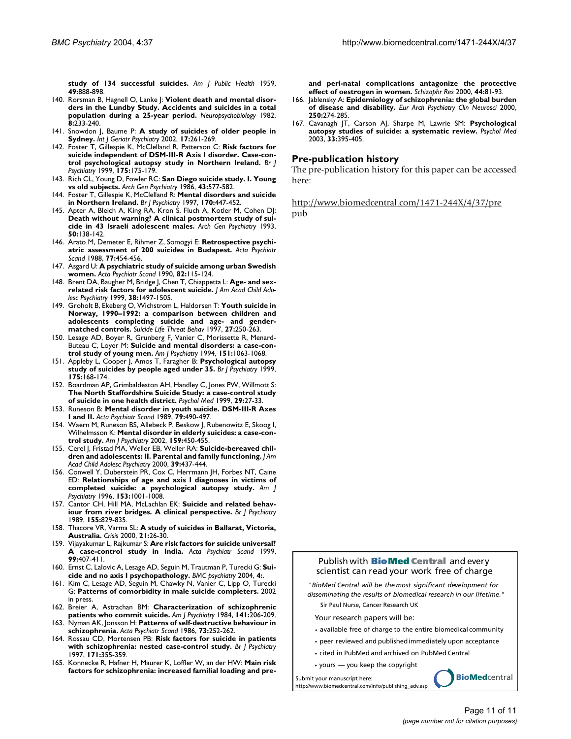study of 134 successful suicides. *Am J Public Health* 1959, **49**:888-898.

140. Rorsman B, Hagnell O, Lanke J: **Violent death and mental disorders in the Lundby Study. Accidents and suicides in a total population during a 25-year period.** *Neuropsychobiology* 1982, **8**:233-240.
141. Snowdon J, Baume P: **A study of suicides of older people in Sydney.** *Int J Geriatr Psychiatry* 2002, **17**:261-269.
142. Foster T, Gillespie K, McClelland R, Patterson C: **Risk factors for suicide independent of DSM-III-R Axis I disorder. Case-control psychological autopsy study in Northern Ireland.** *Br J Psychiatry* 1999, **175**:175-179.
143. Rich CL, Young D, Fowler RC: **San Diego suicide study. I. Young vs old subjects.** *Arch Gen Psychiatry* 1986, **43**:577-582.
144. Foster T, Gillespie K, McClelland R: **Mental disorders and suicide in Northern Ireland.** *Br J Psychiatry* 1997, **170**:447-452.
145. Apter A, Bleich A, King RA, Kron S, Fluch A, Kotler M, Cohen DJ: **Death without warning? A clinical postmortem study of suicide in 43 Israeli adolescent males.** *Arch Gen Psychiatry* 1993, **50**:138-142.
146. Arato M, Demeter E, Rihmer Z, Somogyi E: **Retrospective psychiatric assessment of 200 suicides in Budapest.** *Acta Psychiatr Scand* 1988, **77**:454-456.
147. Asgard U: **A psychiatric study of suicide among urban Swedish women.** *Acta Psychiatr Scand* 1990, **82**:115-124.
148. Brent DA, Baugher M, Bridge J, Chen T, Chiappetta L: **Age- and sex-related risk factors for adolescent suicide.** *J Am Acad Child Adolesc Psychiatry* 1999, **38**:1497-1505.
149. Groholt B, Ekeberg O, Wichstrom L, Haldorsen T: **Youth suicide in Norway, 1990–1992: a comparison between children and adolescents completing suicide and age- and gender-matched controls.** *Suicide Life Threat Behav* 1997, **27**:250-263.
150. Lesage AD, Boyer R, Grunberg F, Vanier C, Morissette R, Menard-Buteau C, Loyer M: **Suicide and mental disorders: a case-control study of young men.** *Am J Psychiatry* 1994, **151**:1063-1068.
151. Appleby L, Cooper J, Amos T, Faragher B: **Psychological autopsy study of suicides by people aged under 35.** *Br J Psychiatry* 1999, **175**:168-174.
152. Boardman AP, Grimbaldeston AH, Handley C, Jones PW, Willmott S: **The North Staffordshire Suicide Study: a case-control study of suicide in one health district.** *Psychol Med* 1999, **29**:27-33.
153. Runeson B: **Mental disorder in youth suicide. DSM-III-R Axes I and II.** *Acta Psychiatr Scand* 1989, **79**:490-497.
154. Waern M, Runeson BS, Allebeck P, Beskow J, Rubenowitz E, Skoog I, Wilhelmsson K: **Mental disorder in elderly suicides: a case-control study.** *Am J Psychiatry* 2002, **159**:450-455.
155. Cerel J, Fristad MA, Weller EB, Weller RA: **Suicide-bereaved children and adolescents: II. Parental and family functioning.** *J Am Acad Child Adolesc Psychiatry* 2000, **39**:437-444.
156. Conwell Y, Duberstein PR, Cox C, Herrmann JH, Forbes NT, Caine ED: **Relationships of age and axis I diagnoses in victims of completed suicide: a psychological autopsy study.** *Am J Psychiatry* 1996, **153**:1001-1008.
157. Cantor CH, Hill MA, McLachlan EK: **Suicide and related behaviour from river bridges. A clinical perspective.** *Br J Psychiatry* 1989, **155**:829-835.
158. Thacore VR, Varma SL: **A study of suicides in Ballarat, Victoria, Australia.** *Crisis* 2000, **21**:26-30.
159. Vijayakumar L, Rajkumar S: **Are risk factors for suicide universal? A case-control study in India.** *Acta Psychiatr Scand* 1999, **99**:407-411.
160. Ernst C, Lalovic A, Lesage AD, Seguin M, Trautman P, Turecki G: **Suicide and no axis I psychopathology.** *BMC psychiatry* 2004, **4**:.
161. Kim C, Lesage AD, Seguin M, Chawky N, Vanier C, Lipp O, Turecki G: **Patterns of comorbidity in male suicide completers.** 2002 in press.
162. Breier A, Astrachan BM: **Characterization of schizophrenic patients who commit suicide.** *Am J Psychiatry* 1984, **141**:206-209.
163. Nyman AK, Jonsson H: **Patterns of self-destructive behaviour in schizophrenia.** *Acta Psychiatr Scand* 1986, **73**:252-262.
164. Rossau CD, Mortensen PB: **Risk factors for suicide in patients with schizophrenia: nested case-control study.** *Br J Psychiatry* 1997, **171**:355-359.
165. Konnecke R, Hafner H, Maurer K, Loffler W, an der HW: **Main risk factors for schizophrenia: increased familial loading and pre- and peri-natal complications antagonize the protective effect of oestrogen in women.** *Schizophr Res* 2000, **44**:81-93.
166. Jablensky A: **Epidemiology of schizophrenia: the global burden of disease and disability.** *Eur Arch Psychiatry Clin Neurosci* 2000, **250**:274-285.
167. Cavanagh JT, Carson AJ, Sharpe M, Lawrie SM: **Psychological autopsy studies of suicide: a systematic review.** *Psychol Med* 2003, **33**:395-405.

## Pre-publication history

The pre-publication history for this paper can be accessed here:

http://www.biomedcentral.com/1471-244X/4/37/prepub

Publish with **BioMed Central** and every scientist can read your work free of charge

*"BioMed Central will be the most significant development for disseminating the results of biomedical research in our lifetime."*

Sir Paul Nurse, Cancer Research UK

Your research papers will be:

- available free of charge to the entire biomedical community
- peer reviewed and published immediately upon acceptance
- cited in PubMed and archived on PubMed Central
- yours — you keep the copyright

Submit your manuscript here:
http://www.biomedcentral.com/info/publishing_adv.asp

BioMedcentral